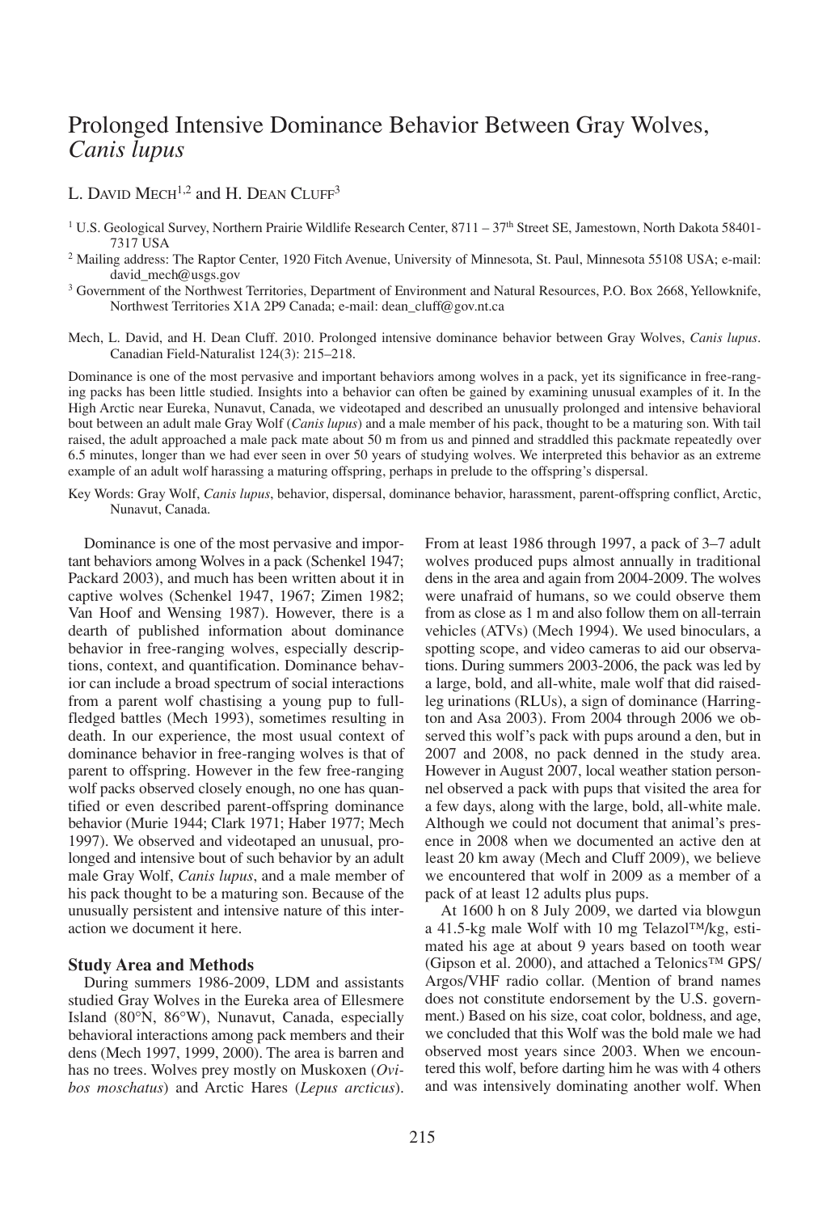# Prolonged Intensive Dominance Behavior Between Gray Wolves, *Canis lupus*

L. DAVID MECH[1,2] and H. DEAN CLUFF[3]

[1] U.S. Geological Survey, Northern Prairie Wildlife Research Center, 8711 – 37th Street SE, Jamestown, North Dakota 58401-7317 USA

[2] Mailing address: The Raptor Center, 1920 Fitch Avenue, University of Minnesota, St. Paul, Minnesota 55108 USA; e-mail: david_mech@usgs.gov

[3] Government of the Northwest Territories, Department of Environment and Natural Resources, P.O. Box 2668, Yellowknife, Northwest Territories X1A 2P9 Canada; e-mail: dean_cluff@gov.nt.ca

Mech, L. David, and H. Dean Cluff. 2010. Prolonged intensive dominance behavior between Gray Wolves, *Canis lupus*. Canadian Field-Naturalist 124(3): 215–218.

Dominance is one of the most pervasive and important behaviors among wolves in a pack, yet its significance in free-ranging packs has been little studied. Insights into a behavior can often be gained by examining unusual examples of it. In the High Arctic near Eureka, Nunavut, Canada, we videotaped and described an unusually prolonged and intensive behavioral bout between an adult male Gray Wolf (*Canis lupus*) and a male member of his pack, thought to be a maturing son. With tail raised, the adult approached a male pack mate about 50 m from us and pinned and straddled this packmate repeatedly over 6.5 minutes, longer than we had ever seen in over 50 years of studying wolves. We interpreted this behavior as an extreme example of an adult wolf harassing a maturing offspring, perhaps in prelude to the offspring's dispersal.

Key Words: Gray Wolf, *Canis lupus*, behavior, dispersal, dominance behavior, harassment, parent-offspring conflict, Arctic, Nunavut, Canada.

Dominance is one of the most pervasive and important behaviors among Wolves in a pack (Schenkel 1947; Packard 2003), and much has been written about it in captive wolves (Schenkel 1947, 1967; Zimen 1982; Van Hoof and Wensing 1987). However, there is a dearth of published information about dominance behavior in free-ranging wolves, especially descriptions, context, and quantification. Dominance behavior can include a broad spectrum of social interactions from a parent wolf chastising a young pup to full-fledged battles (Mech 1993), sometimes resulting in death. In our experience, the most usual context of dominance behavior in free-ranging wolves is that of parent to offspring. However in the few free-ranging wolf packs observed closely enough, no one has quantified or even described parent-offspring dominance behavior (Murie 1944; Clark 1971; Haber 1977; Mech 1997). We observed and videotaped an unusual, prolonged and intensive bout of such behavior by an adult male Gray Wolf, *Canis lupus*, and a male member of his pack thought to be a maturing son. Because of the unusually persistent and intensive nature of this interaction we document it here.

## Study Area and Methods

During summers 1986-2009, LDM and assistants studied Gray Wolves in the Eureka area of Ellesmere Island (80°N, 86°W), Nunavut, Canada, especially behavioral interactions among pack members and their dens (Mech 1997, 1999, 2000). The area is barren and has no trees. Wolves prey mostly on Muskoxen (*Ovibos moschatus*) and Arctic Hares (*Lepus arcticus*). From at least 1986 through 1997, a pack of 3–7 adult wolves produced pups almost annually in traditional dens in the area and again from 2004-2009. The wolves were unafraid of humans, so we could observe them from as close as 1 m and also follow them on all-terrain vehicles (ATVs) (Mech 1994). We used binoculars, a spotting scope, and video cameras to aid our observations. During summers 2003-2006, the pack was led by a large, bold, and all-white, male wolf that did raised-leg urinations (RLUs), a sign of dominance (Harrington and Asa 2003). From 2004 through 2006 we observed this wolf's pack with pups around a den, but in 2007 and 2008, no pack denned in the study area. However in August 2007, local weather station personnel observed a pack with pups that visited the area for a few days, along with the large, bold, all-white male. Although we could not document that animal's presence in 2008 when we documented an active den at least 20 km away (Mech and Cluff 2009), we believe we encountered that wolf in 2009 as a member of a pack of at least 12 adults plus pups.

At 1600 h on 8 July 2009, we darted via blowgun a 41.5-kg male Wolf with 10 mg Telazol™/kg, estimated his age at about 9 years based on tooth wear (Gipson et al. 2000), and attached a Telonics™ GPS/Argos/VHF radio collar. (Mention of brand names does not constitute endorsement by the U.S. government.) Based on his size, coat color, boldness, and age, we concluded that this Wolf was the bold male we had observed most years since 2003. When we encountered this wolf, before darting him he was with 4 others and was intensively dominating another wolf. When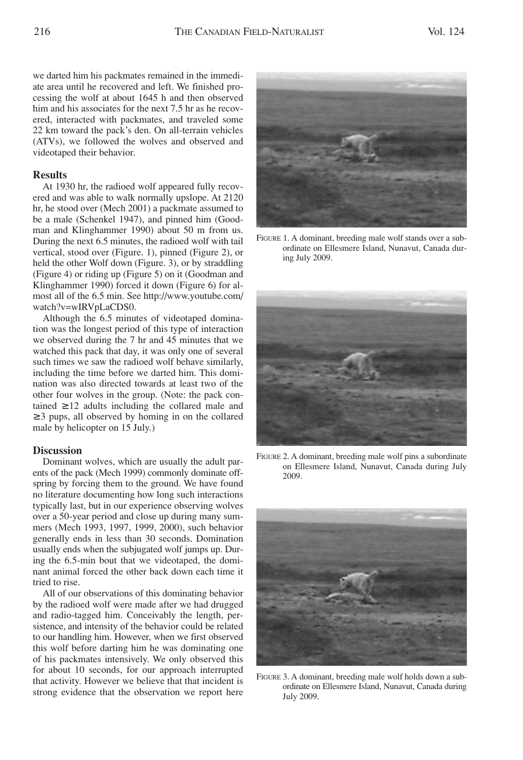we darted him his packmates remained in the immediate area until he recovered and left. We finished processing the wolf at about 1645 h and then observed him and his associates for the next 7.5 hr as he recovered, interacted with packmates, and traveled some 22 km toward the pack's den. On all-terrain vehicles (ATVs), we followed the wolves and observed and videotaped their behavior.

## Results

At 1930 hr, the radioed wolf appeared fully recovered and was able to walk normally upslope. At 2120 hr, he stood over (Mech 2001) a packmate assumed to be a male (Schenkel 1947), and pinned him (Goodman and Klinghammer 1990) about 50 m from us. During the next 6.5 minutes, the radioed wolf with tail vertical, stood over (Figure. 1), pinned (Figure 2), or held the other Wolf down (Figure. 3), or by straddling (Figure 4) or riding up (Figure 5) on it (Goodman and Klinghammer 1990) forced it down (Figure 6) for almost all of the 6.5 min. See http://www.youtube.com/watch?v=wIRVpLaCDS0.

Although the 6.5 minutes of videotaped domination was the longest period of this type of interaction we observed during the 7 hr and 45 minutes that we watched this pack that day, it was only one of several such times we saw the radioed wolf behave similarly, including the time before we darted him. This domination was also directed towards at least two of the other four wolves in the group. (Note: the pack contained ≥12 adults including the collared male and ≥3 pups, all observed by homing in on the collared male by helicopter on 15 July.)

## Discussion

Dominant wolves, which are usually the adult parents of the pack (Mech 1999) commonly dominate offspring by forcing them to the ground. We have found no literature documenting how long such interactions typically last, but in our experience observing wolves over a 50-year period and close up during many summers (Mech 1993, 1997, 1999, 2000), such behavior generally ends in less than 30 seconds. Domination usually ends when the subjugated wolf jumps up. During the 6.5-min bout that we videotaped, the dominant animal forced the other back down each time it tried to rise.

All of our observations of this dominating behavior by the radioed wolf were made after we had drugged and radio-tagged him. Conceivably the length, persistence, and intensity of the behavior could be related to our handling him. However, when we first observed this wolf before darting him he was dominating one of his packmates intensively. We only observed this for about 10 seconds, for our approach interrupted that activity. However we believe that that incident is strong evidence that the observation we report here

FIGURE 1. A dominant, breeding male wolf stands over a subordinate on Ellesmere Island, Nunavut, Canada during July 2009.

FIGURE 2. A dominant, breeding male wolf pins a subordinate on Ellesmere Island, Nunavut, Canada during July 2009.

FIGURE 3. A dominant, breeding male wolf holds down a subordinate on Ellesmere Island, Nunavut, Canada during July 2009.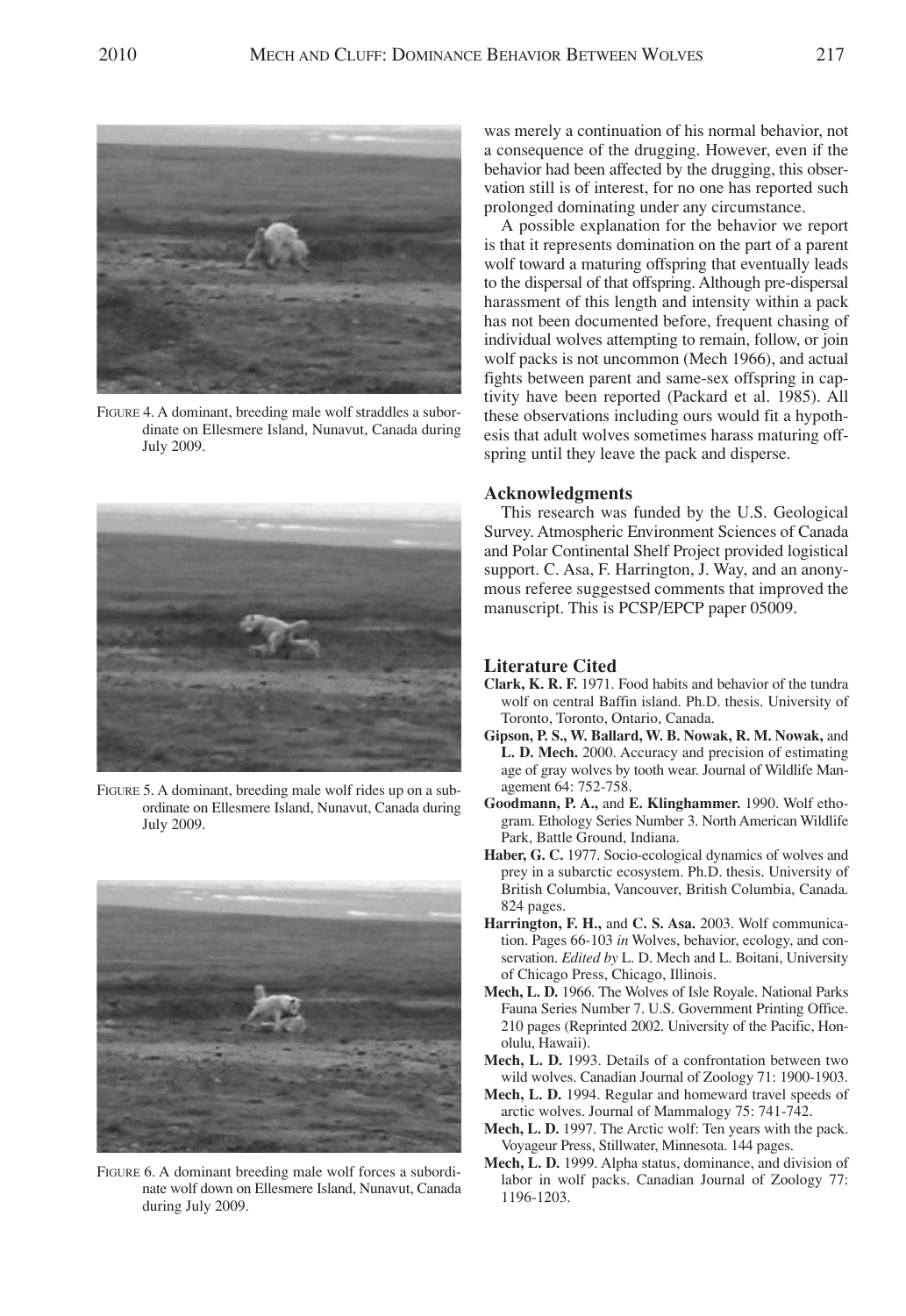FIGURE 4. A dominant, breeding male wolf straddles a subordinate on Ellesmere Island, Nunavut, Canada during July 2009.

FIGURE 5. A dominant, breeding male wolf rides up on a subordinate on Ellesmere Island, Nunavut, Canada during July 2009.

FIGURE 6. A dominant breeding male wolf forces a subordinate wolf down on Ellesmere Island, Nunavut, Canada during July 2009.

was merely a continuation of his normal behavior, not a consequence of the drugging. However, even if the behavior had been affected by the drugging, this observation still is of interest, for no one has reported such prolonged dominating under any circumstance.

A possible explanation for the behavior we report is that it represents domination on the part of a parent wolf toward a maturing offspring that eventually leads to the dispersal of that offspring. Although pre-dispersal harassment of this length and intensity within a pack has not been documented before, frequent chasing of individual wolves attempting to remain, follow, or join wolf packs is not uncommon (Mech 1966), and actual fights between parent and same-sex offspring in captivity have been reported (Packard et al. 1985). All these observations including ours would fit a hypothesis that adult wolves sometimes harass maturing offspring until they leave the pack and disperse.

## Acknowledgments

This research was funded by the U.S. Geological Survey. Atmospheric Environment Sciences of Canada and Polar Continental Shelf Project provided logistical support. C. Asa, F. Harrington, J. Way, and an anonymous referee suggestsed comments that improved the manuscript. This is PCSP/EPCP paper 05009.

## Literature Cited

**Clark, K. R. F.** 1971. Food habits and behavior of the tundra wolf on central Baffin island. Ph.D. thesis. University of Toronto, Toronto, Ontario, Canada.

**Gipson, P. S., W. Ballard, W. B. Nowak, R. M. Nowak,** and **L. D. Mech.** 2000. Accuracy and precision of estimating age of gray wolves by tooth wear. Journal of Wildlife Management 64: 752-758.

**Goodmann, P. A.,** and **E. Klinghammer.** 1990. Wolf ethogram. Ethology Series Number 3. North American Wildlife Park, Battle Ground, Indiana.

**Haber, G. C.** 1977. Socio-ecological dynamics of wolves and prey in a subarctic ecosystem. Ph.D. thesis. University of British Columbia, Vancouver, British Columbia, Canada. 824 pages.

**Harrington, F. H.,** and **C. S. Asa.** 2003. Wolf communication. Pages 66-103 *in* Wolves, behavior, ecology, and conservation. *Edited by* L. D. Mech and L. Boitani, University of Chicago Press, Chicago, Illinois.

**Mech, L. D.** 1966. The Wolves of Isle Royale. National Parks Fauna Series Number 7. U.S. Government Printing Office. 210 pages (Reprinted 2002. University of the Pacific, Honolulu, Hawaii).

**Mech, L. D.** 1993. Details of a confrontation between two wild wolves. Canadian Journal of Zoology 71: 1900-1903.

**Mech, L. D.** 1994. Regular and homeward travel speeds of arctic wolves. Journal of Mammalogy 75: 741-742.

**Mech, L. D.** 1997. The Arctic wolf: Ten years with the pack. Voyageur Press, Stillwater, Minnesota. 144 pages.

**Mech, L. D.** 1999. Alpha status, dominance, and division of labor in wolf packs. Canadian Journal of Zoology 77: 1196-1203.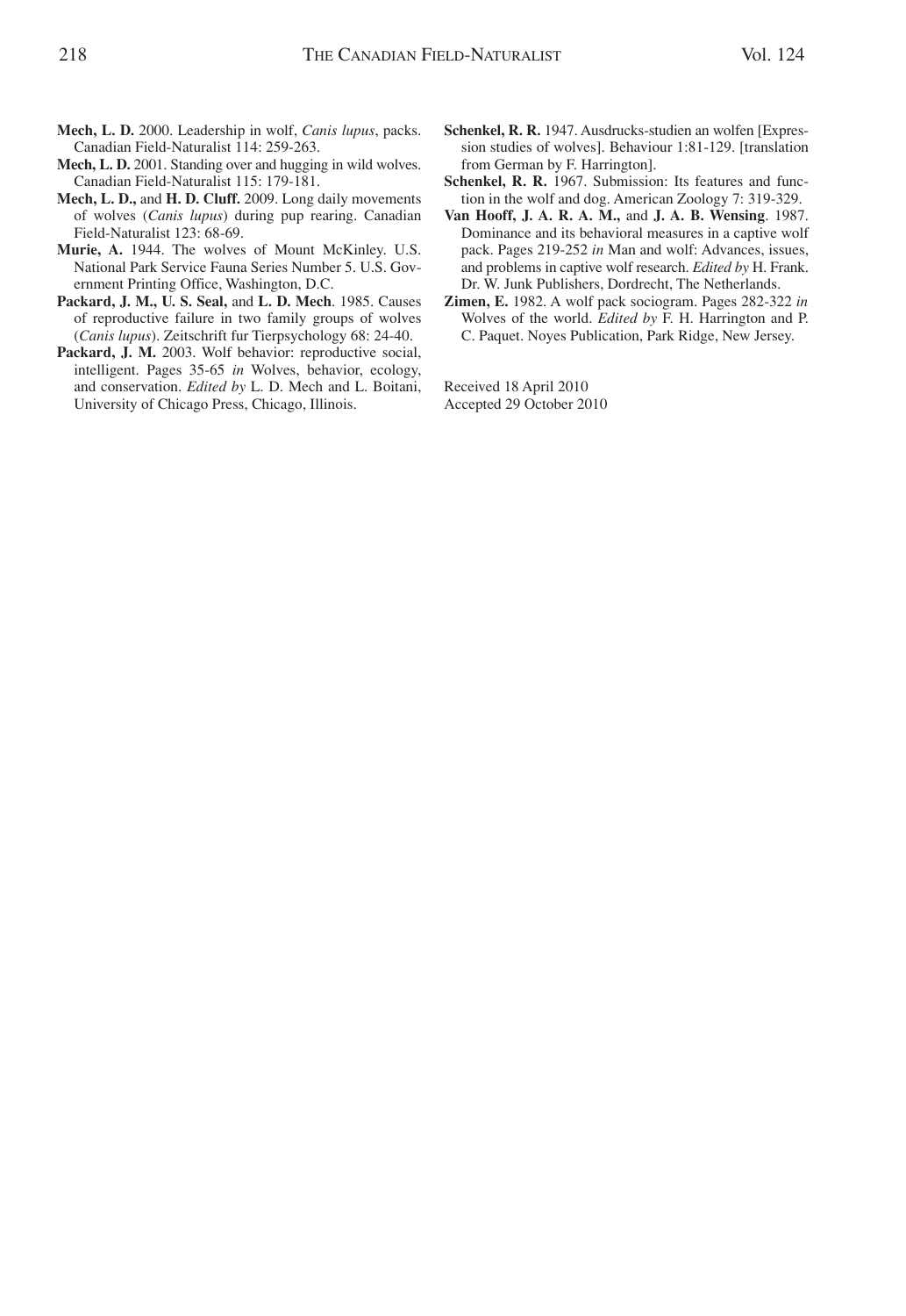**Mech, L. D.** 2000. Leadership in wolf, *Canis lupus*, packs. Canadian Field-Naturalist 114: 259-263.

**Mech, L. D.** 2001. Standing over and hugging in wild wolves. Canadian Field-Naturalist 115: 179-181.

**Mech, L. D.,** and **H. D. Cluff.** 2009. Long daily movements of wolves (*Canis lupus*) during pup rearing. Canadian Field-Naturalist 123: 68-69.

**Murie, A.** 1944. The wolves of Mount McKinley. U.S. National Park Service Fauna Series Number 5. U.S. Government Printing Office, Washington, D.C.

**Packard, J. M., U. S. Seal,** and **L. D. Mech**. 1985. Causes of reproductive failure in two family groups of wolves (*Canis lupus*). Zeitschrift fur Tierpsychology 68: 24-40.

**Packard, J. M.** 2003. Wolf behavior: reproductive social, intelligent. Pages 35-65 *in* Wolves, behavior, ecology, and conservation. *Edited by* L. D. Mech and L. Boitani, University of Chicago Press, Chicago, Illinois.

**Schenkel, R. R.** 1947. Ausdrucks-studien an wolfen [Expression studies of wolves]. Behaviour 1:81-129. [translation from German by F. Harrington].

**Schenkel, R. R.** 1967. Submission: Its features and function in the wolf and dog. American Zoology 7: 319-329.

**Van Hooff, J. A. R. A. M.,** and **J. A. B. Wensing**. 1987. Dominance and its behavioral measures in a captive wolf pack. Pages 219-252 *in* Man and wolf: Advances, issues, and problems in captive wolf research. *Edited by* H. Frank. Dr. W. Junk Publishers, Dordrecht, The Netherlands.

**Zimen, E.** 1982. A wolf pack sociogram. Pages 282-322 *in* Wolves of the world. *Edited by* F. H. Harrington and P. C. Paquet. Noyes Publication, Park Ridge, New Jersey.

Received 18 April 2010
Accepted 29 October 2010